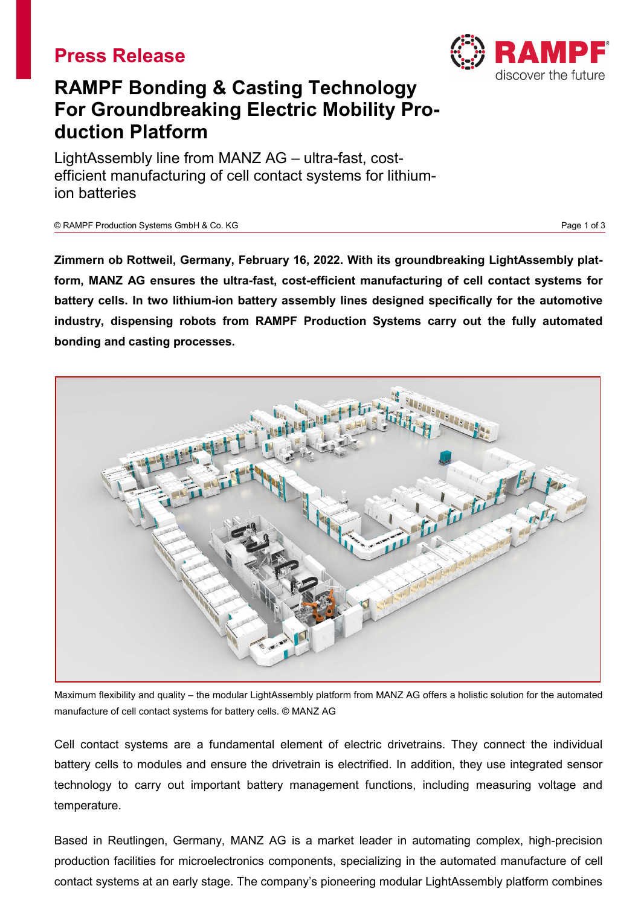# Press Release

## RAMPF Bonding & Casting Technology For Groundbreaking Electric Mobility Production Platform

LightAssembly line from MANZ AG – ultra-fast, cost-efficient manufacturing of cell contact systems for lithium-ion batteries

© RAMPF Production Systems GmbH & Co. KG

**Zimmern ob Rottweil, Germany, February 16, 2022. With its groundbreaking LightAssembly platform, MANZ AG ensures the ultra-fast, cost-efficient manufacturing of cell contact systems for battery cells. In two lithium-ion battery assembly lines designed specifically for the automotive industry, dispensing robots from RAMPF Production Systems carry out the fully automated bonding and casting processes.**

Maximum flexibility and quality – the modular LightAssembly platform from MANZ AG offers a holistic solution for the automated manufacture of cell contact systems for battery cells. © MANZ AG

Cell contact systems are a fundamental element of electric drivetrains. They connect the individual battery cells to modules and ensure the drivetrain is electrified. In addition, they use integrated sensor technology to carry out important battery management functions, including measuring voltage and temperature.

Based in Reutlingen, Germany, MANZ AG is a market leader in automating complex, high-precision production facilities for microelectronics components, specializing in the automated manufacture of cell contact systems at an early stage. The company's pioneering modular LightAssembly platform combines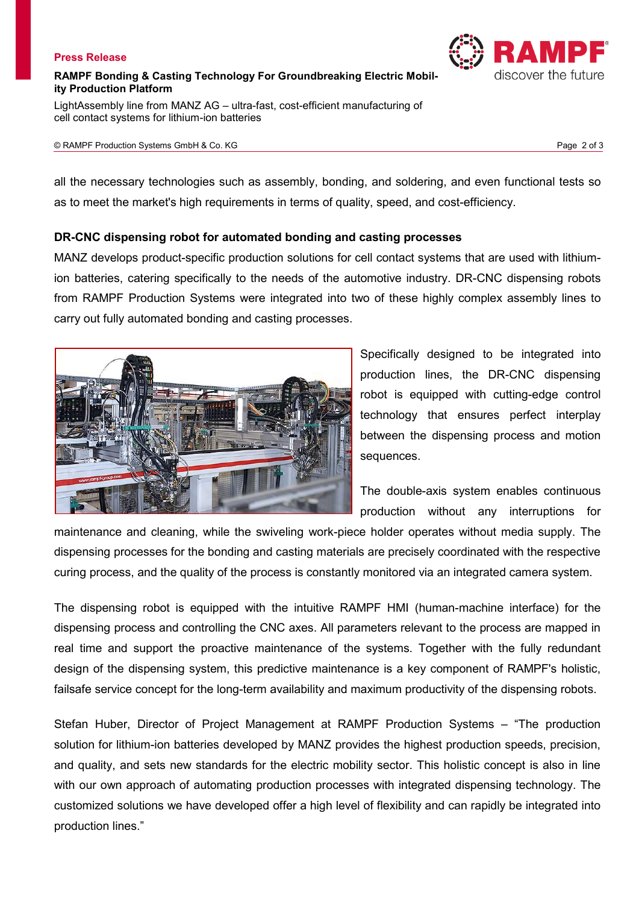all the necessary technologies such as assembly, bonding, and soldering, and even functional tests so as to meet the market's high requirements in terms of quality, speed, and cost-efficiency.

**DR-CNC dispensing robot for automated bonding and casting processes**

MANZ develops product-specific production solutions for cell contact systems that are used with lithium-ion batteries, catering specifically to the needs of the automotive industry. DR-CNC dispensing robots from RAMPF Production Systems were integrated into two of these highly complex assembly lines to carry out fully automated bonding and casting processes.

Specifically designed to be integrated into production lines, the DR-CNC dispensing robot is equipped with cutting-edge control technology that ensures perfect interplay between the dispensing process and motion sequences.

The double-axis system enables continuous production without any interruptions for maintenance and cleaning, while the swiveling work-piece holder operates without media supply. The dispensing processes for the bonding and casting materials are precisely coordinated with the respective curing process, and the quality of the process is constantly monitored via an integrated camera system.

The dispensing robot is equipped with the intuitive RAMPF HMI (human-machine interface) for the dispensing process and controlling the CNC axes. All parameters relevant to the process are mapped in real time and support the proactive maintenance of the systems. Together with the fully redundant design of the dispensing system, this predictive maintenance is a key component of RAMPF's holistic, failsafe service concept for the long-term availability and maximum productivity of the dispensing robots.

Stefan Huber, Director of Project Management at RAMPF Production Systems – “The production solution for lithium-ion batteries developed by MANZ provides the highest production speeds, precision, and quality, and sets new standards for the electric mobility sector. This holistic concept is also in line with our own approach of automating production processes with integrated dispensing technology. The customized solutions we have developed offer a high level of flexibility and can rapidly be integrated into production lines.”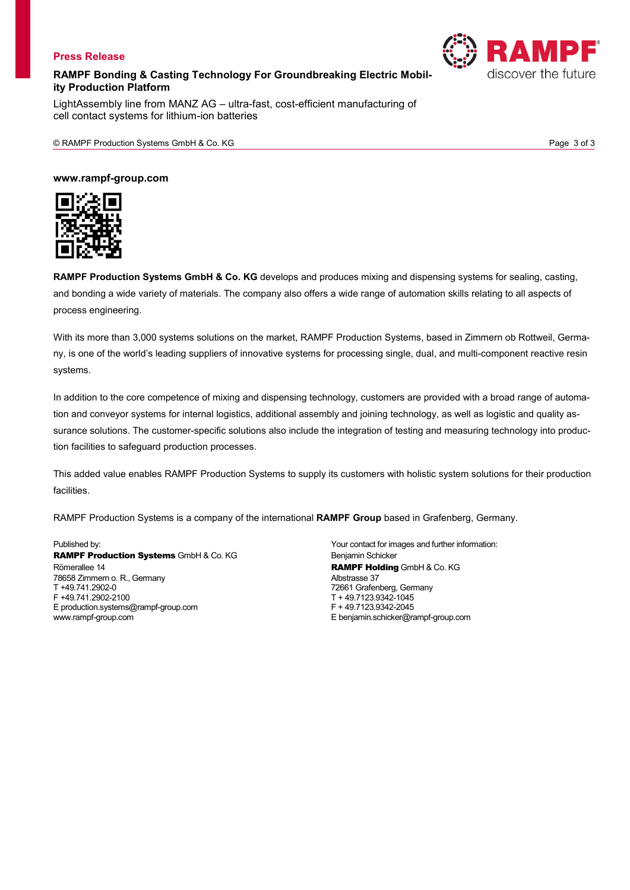**www.rampf-group.com**

**RAMPF Production Systems GmbH & Co. KG** develops and produces mixing and dispensing systems for sealing, casting, and bonding a wide variety of materials. The company also offers a wide range of automation skills relating to all aspects of process engineering.

With its more than 3,000 systems solutions on the market, RAMPF Production Systems, based in Zimmern ob Rottweil, Germany, is one of the world's leading suppliers of innovative systems for processing single, dual, and multi-component reactive resin systems.

In addition to the core competence of mixing and dispensing technology, customers are provided with a broad range of automation and conveyor systems for internal logistics, additional assembly and joining technology, as well as logistic and quality assurance solutions. The customer-specific solutions also include the integration of testing and measuring technology into production facilities to safeguard production processes.

This added value enables RAMPF Production Systems to supply its customers with holistic system solutions for their production facilities.

RAMPF Production Systems is a company of the international **RAMPF Group** based in Grafenberg, Germany.

Published by:
**RAMPF Production Systems** GmbH & Co. KG
Römerallee 14
78658 Zimmern o. R., Germany
T +49.741.2902-0
F +49.741.2902-2100
E production.systems@rampf-group.com
www.rampf-group.com

Your contact for images and further information:
Benjamin Schicker
**RAMPF Holding** GmbH & Co. KG
Albstrasse 37
72661 Grafenberg, Germany
T + 49.7123.9342-1045
F + 49.7123.9342-2045
E benjamin.schicker@rampf-group.com